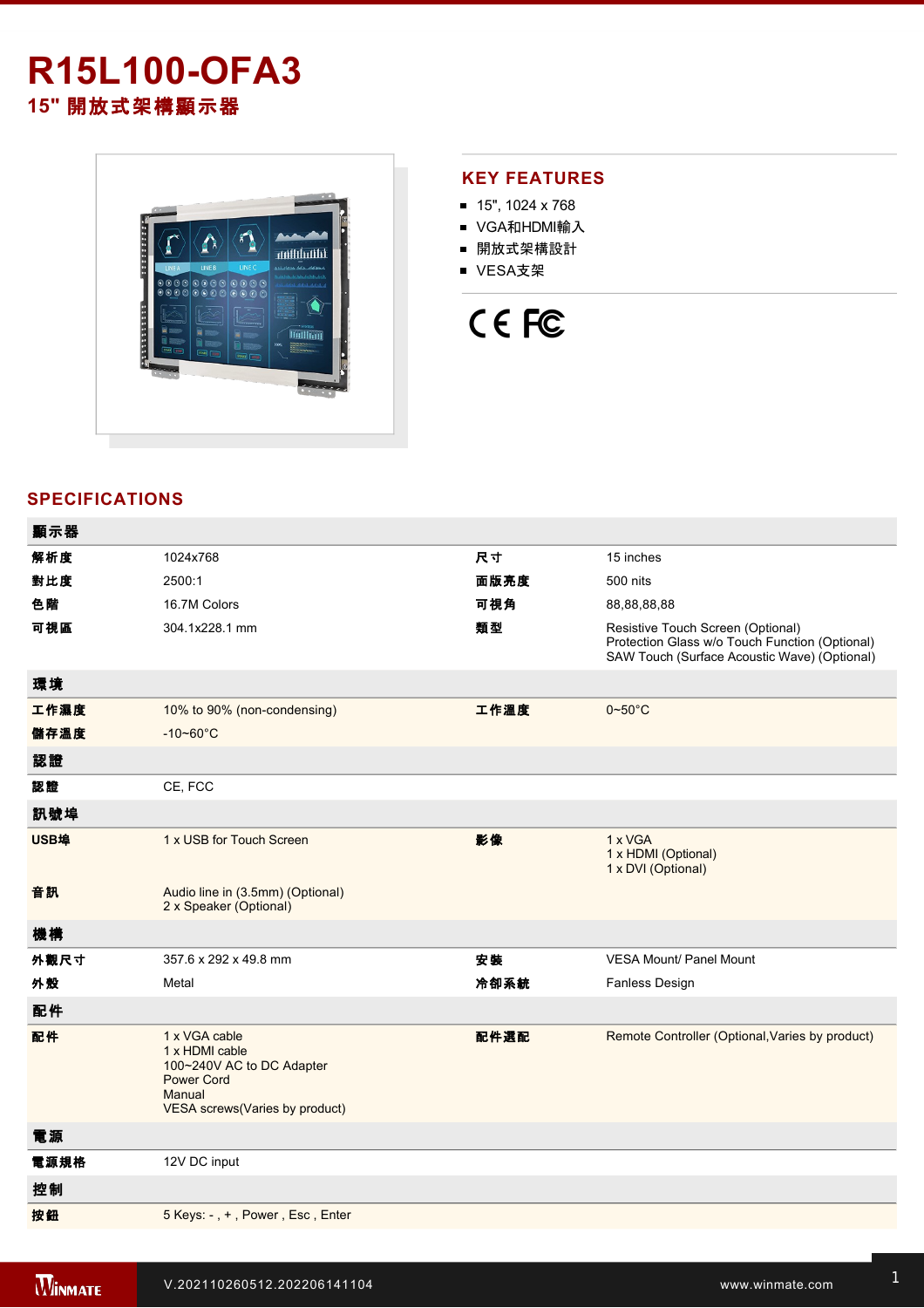# R15L100-OFA3

## 15" 開放式架構顯示器

## KEY FEATURES

- 15", 1024 x 768
- VGA和HDMI輸入
- 開放式架構設計
- VESA支架

## SPECIFICATIONS

| 顯示器 | | | |
|---|---|---|---|
| 解析度 | 1024x768 | 尺寸 | 15 inches |
| 對比度 | 2500:1 | 面版亮度 | 500 nits |
| 色階 | 16.7M Colors | 可視角 | 88,88,88,88 |
| 可視區 | 304.1x228.1 mm | 類型 | Resistive Touch Screen (Optional)<br>Protection Glass w/o Touch Function (Optional)<br>SAW Touch (Surface Acoustic Wave) (Optional) |
| **環境** | | | |
| 工作濕度 | 10% to 90% (non-condensing) | 工作溫度 | 0~50°C |
| 儲存溫度 | -10~60°C | | |
| **認證** | | | |
| 認證 | CE, FCC | | |
| **訊號埠** | | | |
| USB埠 | 1 x USB for Touch Screen | 影像 | 1 x VGA<br>1 x HDMI (Optional)<br>1 x DVI (Optional) |
| 音訊 | Audio line in (3.5mm) (Optional)<br>2 x Speaker (Optional) | | |
| **機構** | | | |
| 外觀尺寸 | 357.6 x 292 x 49.8 mm | 安裝 | VESA Mount/ Panel Mount |
| 外殼 | Metal | 冷卻系統 | Fanless Design |
| **配件** | | | |
| 配件 | 1 x VGA cable<br>1 x HDMI cable<br>100~240V AC to DC Adapter<br>Power Cord<br>Manual<br>VESA screws(Varies by product) | 配件選配 | Remote Controller (Optional,Varies by product) |
| **電源** | | | |
| 電源規格 | 12V DC input | | |
| **控制** | | | |
| 按鈕 | 5 Keys: - , + , Power , Esc , Enter | | |

V.202110260512.202206141104

www.winmate.com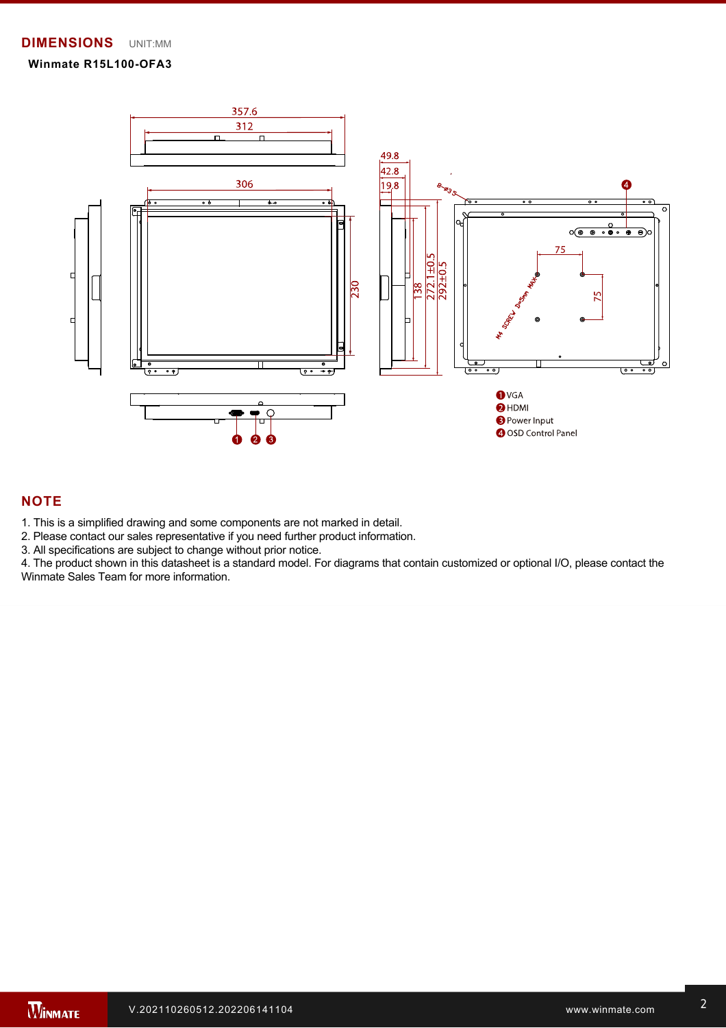## DIMENSIONS UNIT:MM

**Winmate R15L100-OFA3**

357.6
312
306
49.8
42.8
19.8
230
138
272.1±0.5
292±0.5
8-Ø3.5
75
75
M4 SCREW D=5mm MAX

❶ VGA
❷ HDMI
❸ Power Input
❹ OSD Control Panel

## NOTE

1. This is a simplified drawing and some components are not marked in detail.
2. Please contact our sales representative if you need further product information.
3. All specifications are subject to change without prior notice.
4. The product shown in this datasheet is a standard model. For diagrams that contain customized or optional I/O, please contact the Winmate Sales Team for more information.